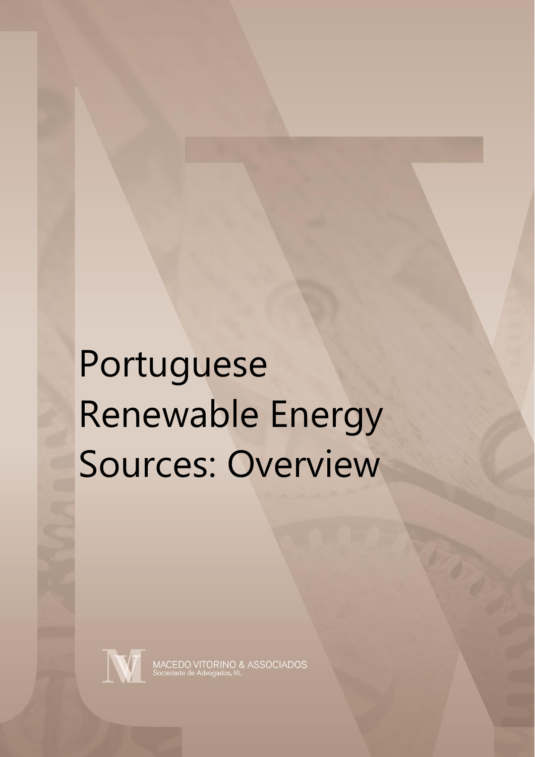# Portuguese Renewable Energy Sources: Overview

MACEDO VITORINO & ASSOCIADOS
Sociedade de Advogados, RL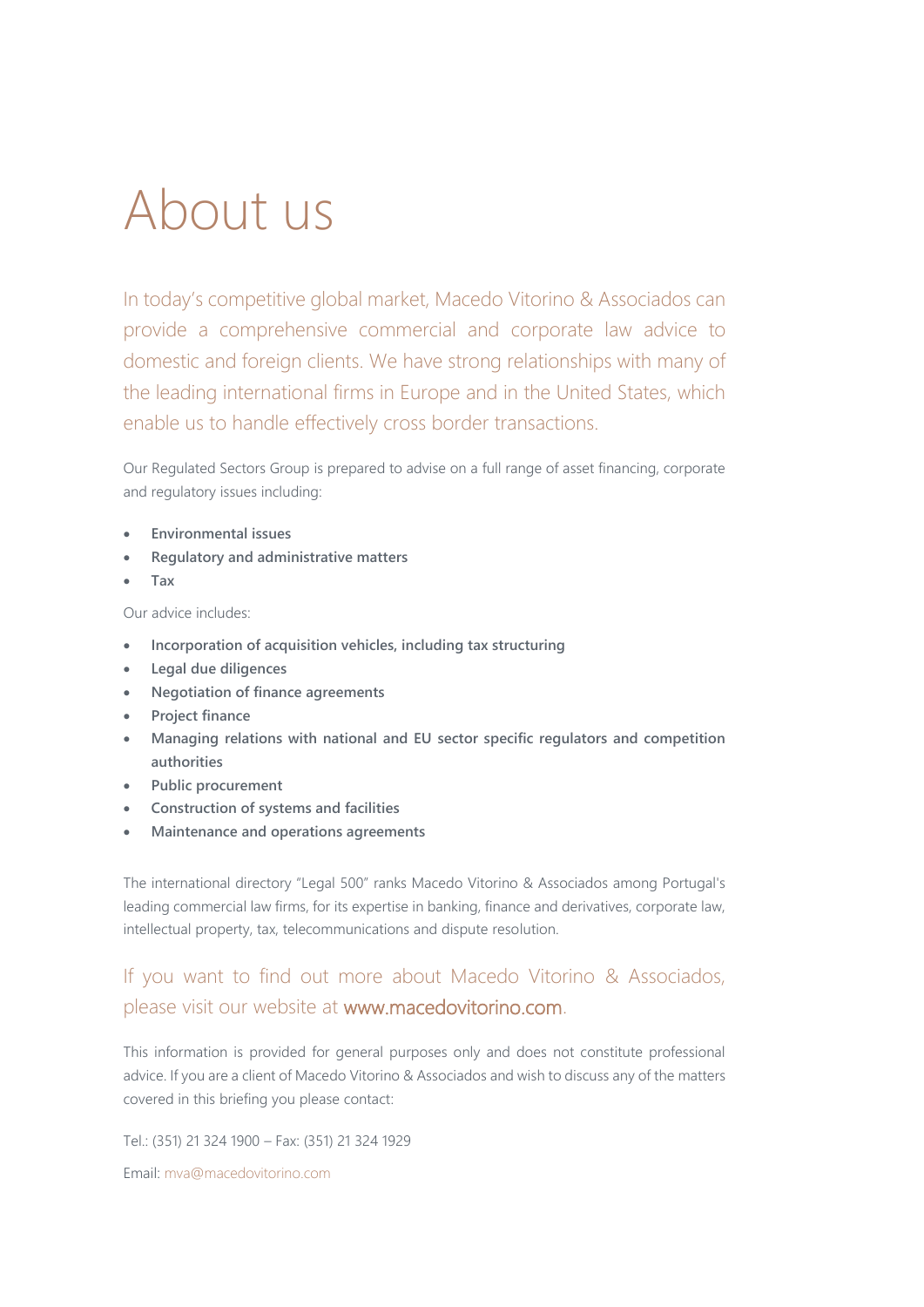# About us

In today's competitive global market, Macedo Vitorino & Associados can provide a comprehensive commercial and corporate law advice to domestic and foreign clients. We have strong relationships with many of the leading international firms in Europe and in the United States, which enable us to handle effectively cross border transactions.

Our Regulated Sectors Group is prepared to advise on a full range of asset financing, corporate and regulatory issues including:

- **Environmental issues**
- **Regulatory and administrative matters**
- **Tax**

Our advice includes:

- **Incorporation of acquisition vehicles, including tax structuring**
- **Legal due diligences**
- **Negotiation of finance agreements**
- **Project finance**
- **Managing relations with national and EU sector specific regulators and competition authorities**
- **Public procurement**
- **Construction of systems and facilities**
- **Maintenance and operations agreements**

The international directory "Legal 500" ranks Macedo Vitorino & Associados among Portugal's leading commercial law firms, for its expertise in banking, finance and derivatives, corporate law, intellectual property, tax, telecommunications and dispute resolution.

If you want to find out more about Macedo Vitorino & Associados, please visit our website at www.macedovitorino.com.

This information is provided for general purposes only and does not constitute professional advice. If you are a client of Macedo Vitorino & Associados and wish to discuss any of the matters covered in this briefing you please contact:

Tel.: (351) 21 324 1900 – Fax: (351) 21 324 1929

Email: mva@macedovitorino.com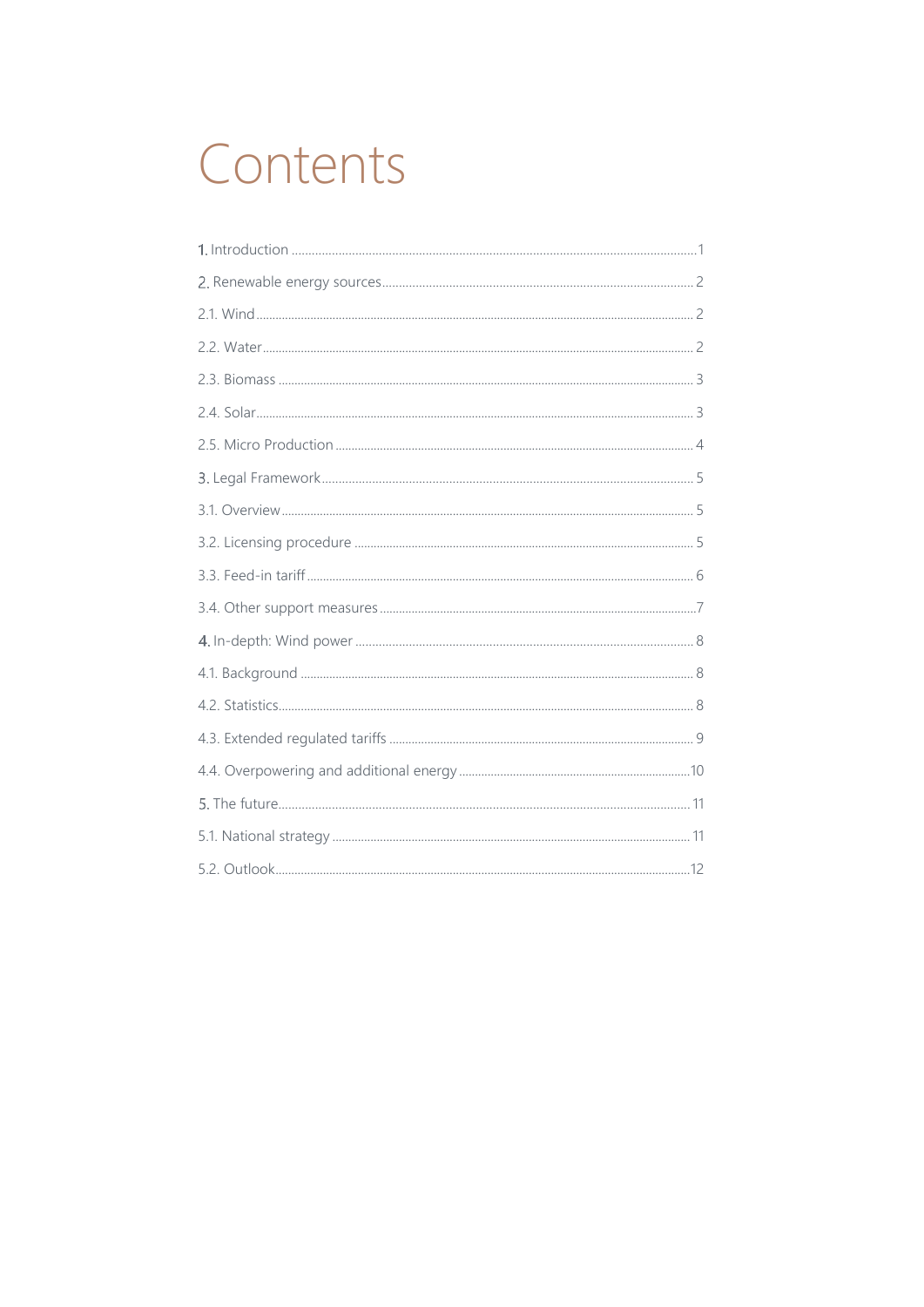# Contents

1. Introduction ........................................................................................................ 1

2. Renewable energy sources ..................................................................................... 2

2.1. Wind ................................................................................................................. 2

2.2. Water ................................................................................................................ 2

2.3. Biomass ............................................................................................................ 3

2.4. Solar ................................................................................................................. 3

2.5. Micro Production ............................................................................................... 4

3. Legal Framework .................................................................................................. 5

3.1. Overview ........................................................................................................... 5

3.2. Licensing procedure ........................................................................................... 5

3.3. Feed-in tariff ..................................................................................................... 6

3.4. Other support measures ...................................................................................... 7

4. In-depth: Wind power ........................................................................................... 8

4.1. Background ....................................................................................................... 8

4.2. Statistics ........................................................................................................... 8

4.3. Extended regulated tariffs .................................................................................. 9

4.4. Overpowering and additional energy .................................................................. 10

5. The future ........................................................................................................... 11

5.1. National strategy ............................................................................................... 11

5.2. Outlook ............................................................................................................ 12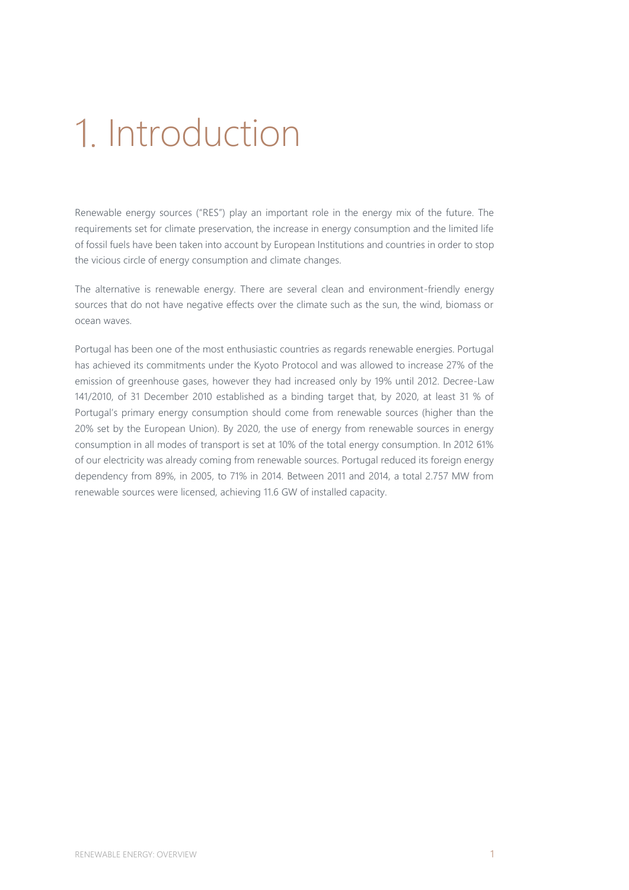# 1. Introduction

Renewable energy sources ("RES") play an important role in the energy mix of the future. The requirements set for climate preservation, the increase in energy consumption and the limited life of fossil fuels have been taken into account by European Institutions and countries in order to stop the vicious circle of energy consumption and climate changes.

The alternative is renewable energy. There are several clean and environment-friendly energy sources that do not have negative effects over the climate such as the sun, the wind, biomass or ocean waves.

Portugal has been one of the most enthusiastic countries as regards renewable energies. Portugal has achieved its commitments under the Kyoto Protocol and was allowed to increase 27% of the emission of greenhouse gases, however they had increased only by 19% until 2012. Decree-Law 141/2010, of 31 December 2010 established as a binding target that, by 2020, at least 31 % of Portugal's primary energy consumption should come from renewable sources (higher than the 20% set by the European Union). By 2020, the use of energy from renewable sources in energy consumption in all modes of transport is set at 10% of the total energy consumption. In 2012 61% of our electricity was already coming from renewable sources. Portugal reduced its foreign energy dependency from 89%, in 2005, to 71% in 2014. Between 2011 and 2014, a total 2.757 MW from renewable sources were licensed, achieving 11.6 GW of installed capacity.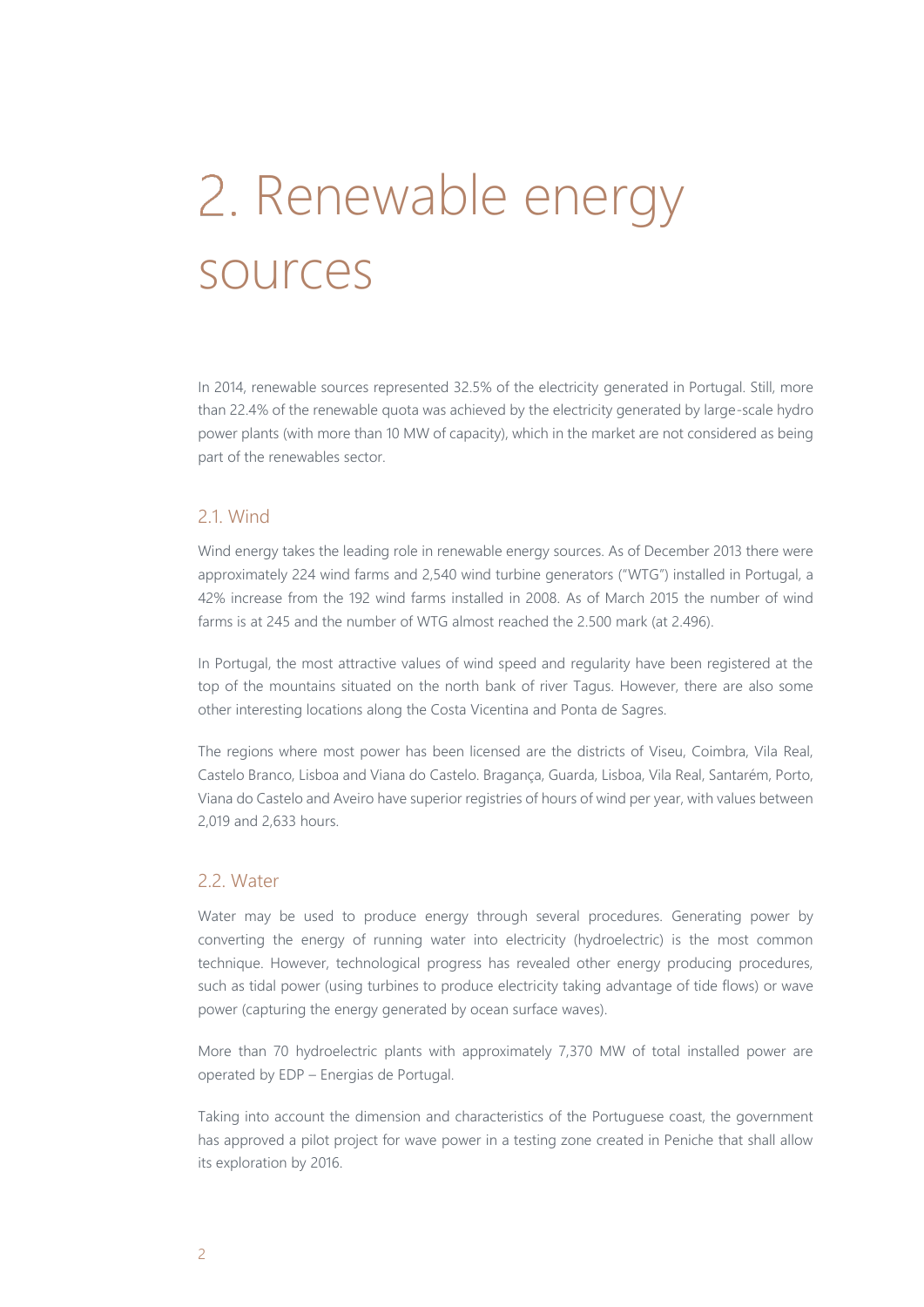# 2. Renewable energy sources

In 2014, renewable sources represented 32.5% of the electricity generated in Portugal. Still, more than 22.4% of the renewable quota was achieved by the electricity generated by large-scale hydro power plants (with more than 10 MW of capacity), which in the market are not considered as being part of the renewables sector.

## 2.1. Wind

Wind energy takes the leading role in renewable energy sources. As of December 2013 there were approximately 224 wind farms and 2,540 wind turbine generators ("WTG") installed in Portugal, a 42% increase from the 192 wind farms installed in 2008. As of March 2015 the number of wind farms is at 245 and the number of WTG almost reached the 2.500 mark (at 2.496).

In Portugal, the most attractive values of wind speed and regularity have been registered at the top of the mountains situated on the north bank of river Tagus. However, there are also some other interesting locations along the Costa Vicentina and Ponta de Sagres.

The regions where most power has been licensed are the districts of Viseu, Coimbra, Vila Real, Castelo Branco, Lisboa and Viana do Castelo. Bragança, Guarda, Lisboa, Vila Real, Santarém, Porto, Viana do Castelo and Aveiro have superior registries of hours of wind per year, with values between 2,019 and 2,633 hours.

## 2.2. Water

Water may be used to produce energy through several procedures. Generating power by converting the energy of running water into electricity (hydroelectric) is the most common technique. However, technological progress has revealed other energy producing procedures, such as tidal power (using turbines to produce electricity taking advantage of tide flows) or wave power (capturing the energy generated by ocean surface waves).

More than 70 hydroelectric plants with approximately 7,370 MW of total installed power are operated by EDP – Energias de Portugal.

Taking into account the dimension and characteristics of the Portuguese coast, the government has approved a pilot project for wave power in a testing zone created in Peniche that shall allow its exploration by 2016.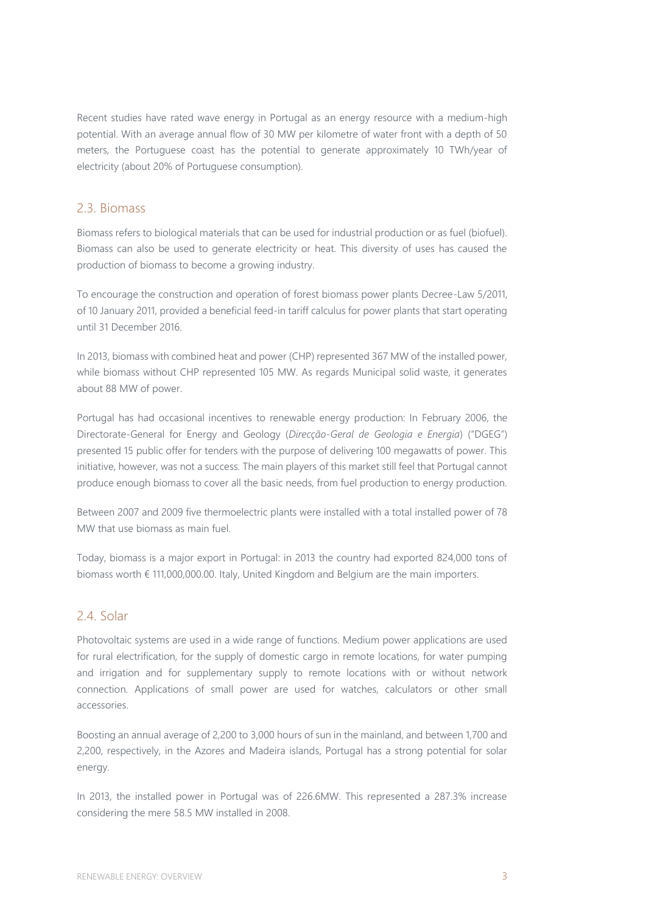Recent studies have rated wave energy in Portugal as an energy resource with a medium-high potential. With an average annual flow of 30 MW per kilometre of water front with a depth of 50 meters, the Portuguese coast has the potential to generate approximately 10 TWh/year of electricity (about 20% of Portuguese consumption).

## 2.3. Biomass

Biomass refers to biological materials that can be used for industrial production or as fuel (biofuel). Biomass can also be used to generate electricity or heat. This diversity of uses has caused the production of biomass to become a growing industry.

To encourage the construction and operation of forest biomass power plants Decree-Law 5/2011, of 10 January 2011, provided a beneficial feed-in tariff calculus for power plants that start operating until 31 December 2016.

In 2013, biomass with combined heat and power (CHP) represented 367 MW of the installed power, while biomass without CHP represented 105 MW. As regards Municipal solid waste, it generates about 88 MW of power.

Portugal has had occasional incentives to renewable energy production: In February 2006, the Directorate-General for Energy and Geology (*Direcção-Geral de Geologia e Energia*) ("DGEG") presented 15 public offer for tenders with the purpose of delivering 100 megawatts of power. This initiative, however, was not a success. The main players of this market still feel that Portugal cannot produce enough biomass to cover all the basic needs, from fuel production to energy production.

Between 2007 and 2009 five thermoelectric plants were installed with a total installed power of 78 MW that use biomass as main fuel.

Today, biomass is a major export in Portugal: in 2013 the country had exported 824,000 tons of biomass worth € 111,000,000.00. Italy, United Kingdom and Belgium are the main importers.

## 2.4. Solar

Photovoltaic systems are used in a wide range of functions. Medium power applications are used for rural electrification, for the supply of domestic cargo in remote locations, for water pumping and irrigation and for supplementary supply to remote locations with or without network connection. Applications of small power are used for watches, calculators or other small accessories.

Boosting an annual average of 2,200 to 3,000 hours of sun in the mainland, and between 1,700 and 2,200, respectively, in the Azores and Madeira islands, Portugal has a strong potential for solar energy.

In 2013, the installed power in Portugal was of 226.6MW. This represented a 287.3% increase considering the mere 58.5 MW installed in 2008.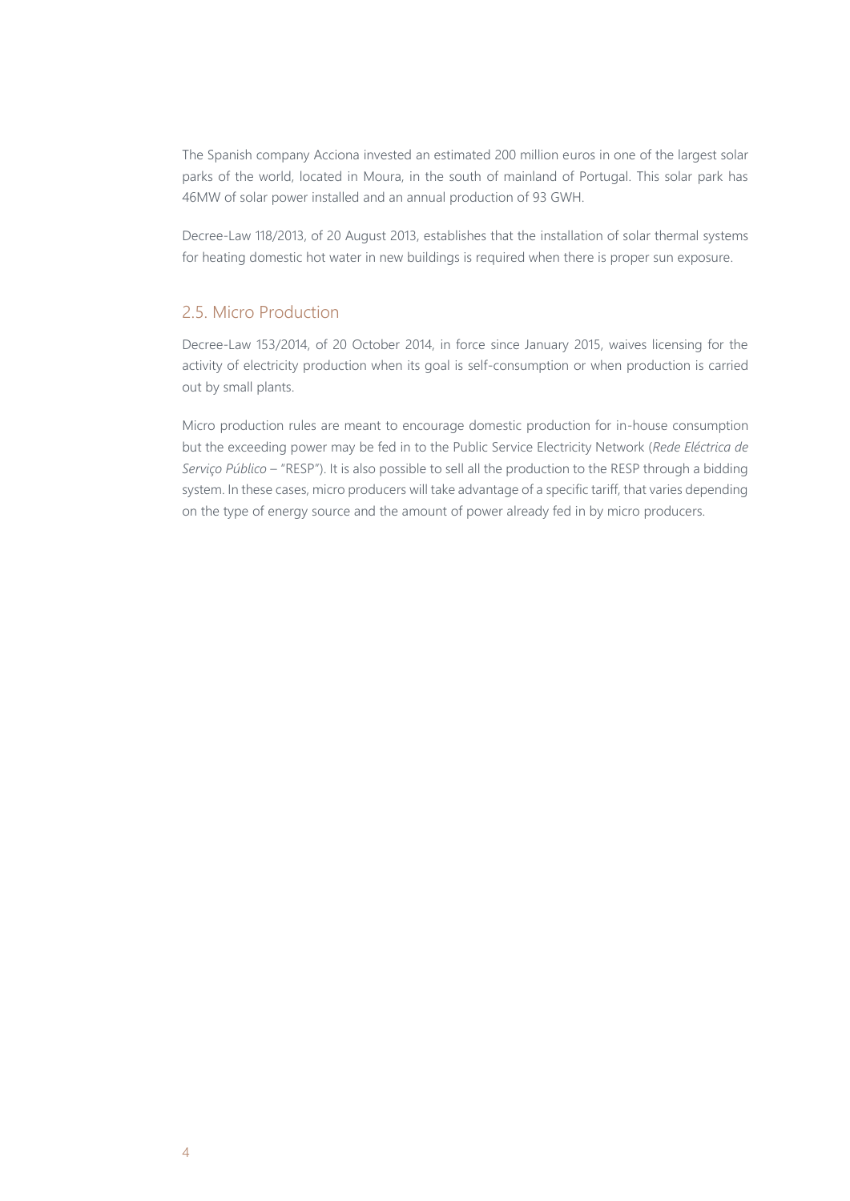The Spanish company Acciona invested an estimated 200 million euros in one of the largest solar parks of the world, located in Moura, in the south of mainland of Portugal. This solar park has 46MW of solar power installed and an annual production of 93 GWH.

Decree-Law 118/2013, of 20 August 2013, establishes that the installation of solar thermal systems for heating domestic hot water in new buildings is required when there is proper sun exposure.

## 2.5. Micro Production

Decree-Law 153/2014, of 20 October 2014, in force since January 2015, waives licensing for the activity of electricity production when its goal is self-consumption or when production is carried out by small plants.

Micro production rules are meant to encourage domestic production for in-house consumption but the exceeding power may be fed in to the Public Service Electricity Network (*Rede Eléctrica de Serviço Público* – "RESP"). It is also possible to sell all the production to the RESP through a bidding system. In these cases, micro producers will take advantage of a specific tariff, that varies depending on the type of energy source and the amount of power already fed in by micro producers.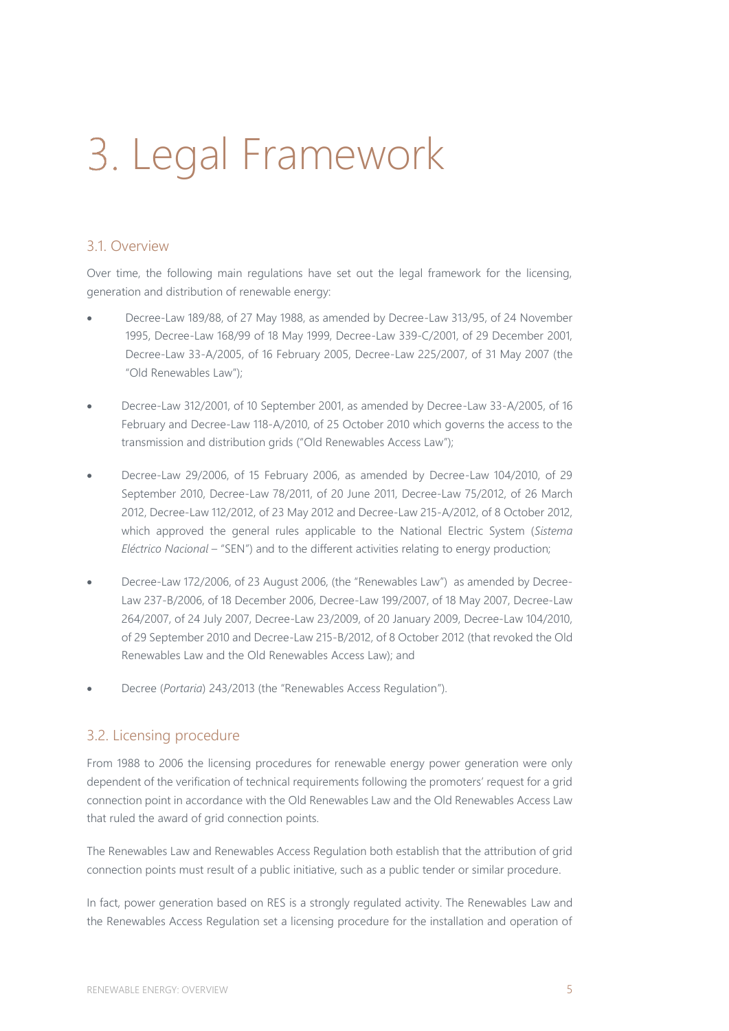# 3. Legal Framework

## 3.1. Overview

Over time, the following main regulations have set out the legal framework for the licensing, generation and distribution of renewable energy:

- Decree-Law 189/88, of 27 May 1988, as amended by Decree-Law 313/95, of 24 November 1995, Decree-Law 168/99 of 18 May 1999, Decree-Law 339-C/2001, of 29 December 2001, Decree-Law 33-A/2005, of 16 February 2005, Decree-Law 225/2007, of 31 May 2007 (the "Old Renewables Law");
- Decree-Law 312/2001, of 10 September 2001, as amended by Decree-Law 33-A/2005, of 16 February and Decree-Law 118-A/2010, of 25 October 2010 which governs the access to the transmission and distribution grids ("Old Renewables Access Law");
- Decree-Law 29/2006, of 15 February 2006, as amended by Decree-Law 104/2010, of 29 September 2010, Decree-Law 78/2011, of 20 June 2011, Decree-Law 75/2012, of 26 March 2012, Decree-Law 112/2012, of 23 May 2012 and Decree-Law 215-A/2012, of 8 October 2012, which approved the general rules applicable to the National Electric System (*Sistema Eléctrico Nacional* – "SEN") and to the different activities relating to energy production;
- Decree-Law 172/2006, of 23 August 2006, (the "Renewables Law") as amended by Decree-Law 237-B/2006, of 18 December 2006, Decree-Law 199/2007, of 18 May 2007, Decree-Law 264/2007, of 24 July 2007, Decree-Law 23/2009, of 20 January 2009, Decree-Law 104/2010, of 29 September 2010 and Decree-Law 215-B/2012, of 8 October 2012 (that revoked the Old Renewables Law and the Old Renewables Access Law); and
- Decree (*Portaria*) 243/2013 (the "Renewables Access Regulation").

## 3.2. Licensing procedure

From 1988 to 2006 the licensing procedures for renewable energy power generation were only dependent of the verification of technical requirements following the promoters' request for a grid connection point in accordance with the Old Renewables Law and the Old Renewables Access Law that ruled the award of grid connection points.

The Renewables Law and Renewables Access Regulation both establish that the attribution of grid connection points must result of a public initiative, such as a public tender or similar procedure.

In fact, power generation based on RES is a strongly regulated activity. The Renewables Law and the Renewables Access Regulation set a licensing procedure for the installation and operation of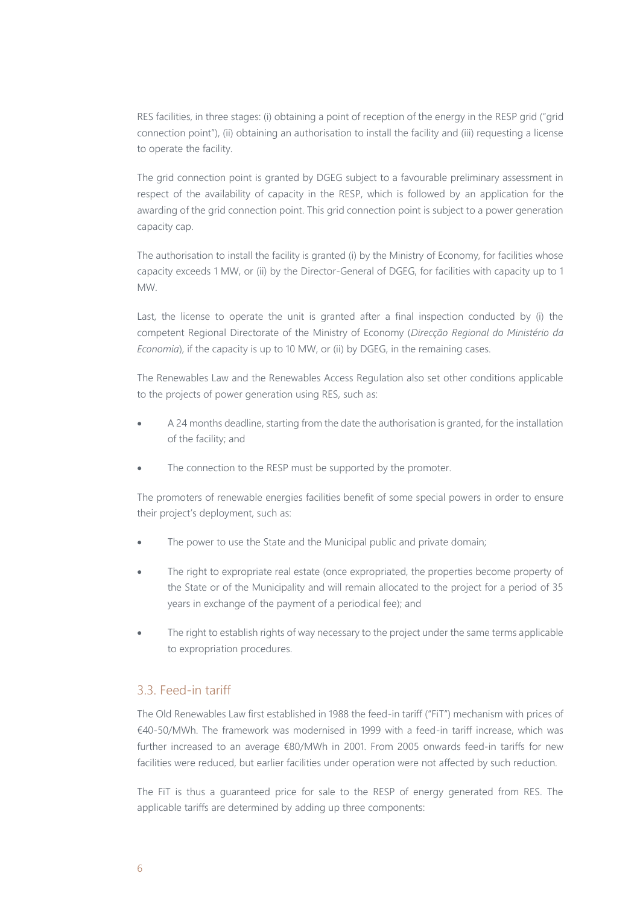RES facilities, in three stages: (i) obtaining a point of reception of the energy in the RESP grid ("grid connection point"), (ii) obtaining an authorisation to install the facility and (iii) requesting a license to operate the facility.

The grid connection point is granted by DGEG subject to a favourable preliminary assessment in respect of the availability of capacity in the RESP, which is followed by an application for the awarding of the grid connection point. This grid connection point is subject to a power generation capacity cap.

The authorisation to install the facility is granted (i) by the Ministry of Economy, for facilities whose capacity exceeds 1 MW, or (ii) by the Director-General of DGEG, for facilities with capacity up to 1 MW.

Last, the license to operate the unit is granted after a final inspection conducted by (i) the competent Regional Directorate of the Ministry of Economy (*Direcção Regional do Ministério da Economia*), if the capacity is up to 10 MW, or (ii) by DGEG, in the remaining cases.

The Renewables Law and the Renewables Access Regulation also set other conditions applicable to the projects of power generation using RES, such as:

- A 24 months deadline, starting from the date the authorisation is granted, for the installation of the facility; and
- The connection to the RESP must be supported by the promoter.

The promoters of renewable energies facilities benefit of some special powers in order to ensure their project's deployment, such as:

- The power to use the State and the Municipal public and private domain;
- The right to expropriate real estate (once expropriated, the properties become property of the State or of the Municipality and will remain allocated to the project for a period of 35 years in exchange of the payment of a periodical fee); and
- The right to establish rights of way necessary to the project under the same terms applicable to expropriation procedures.

## 3.3. Feed-in tariff

The Old Renewables Law first established in 1988 the feed-in tariff ("FiT") mechanism with prices of €40-50/MWh. The framework was modernised in 1999 with a feed-in tariff increase, which was further increased to an average €80/MWh in 2001. From 2005 onwards feed-in tariffs for new facilities were reduced, but earlier facilities under operation were not affected by such reduction.

The FiT is thus a guaranteed price for sale to the RESP of energy generated from RES. The applicable tariffs are determined by adding up three components: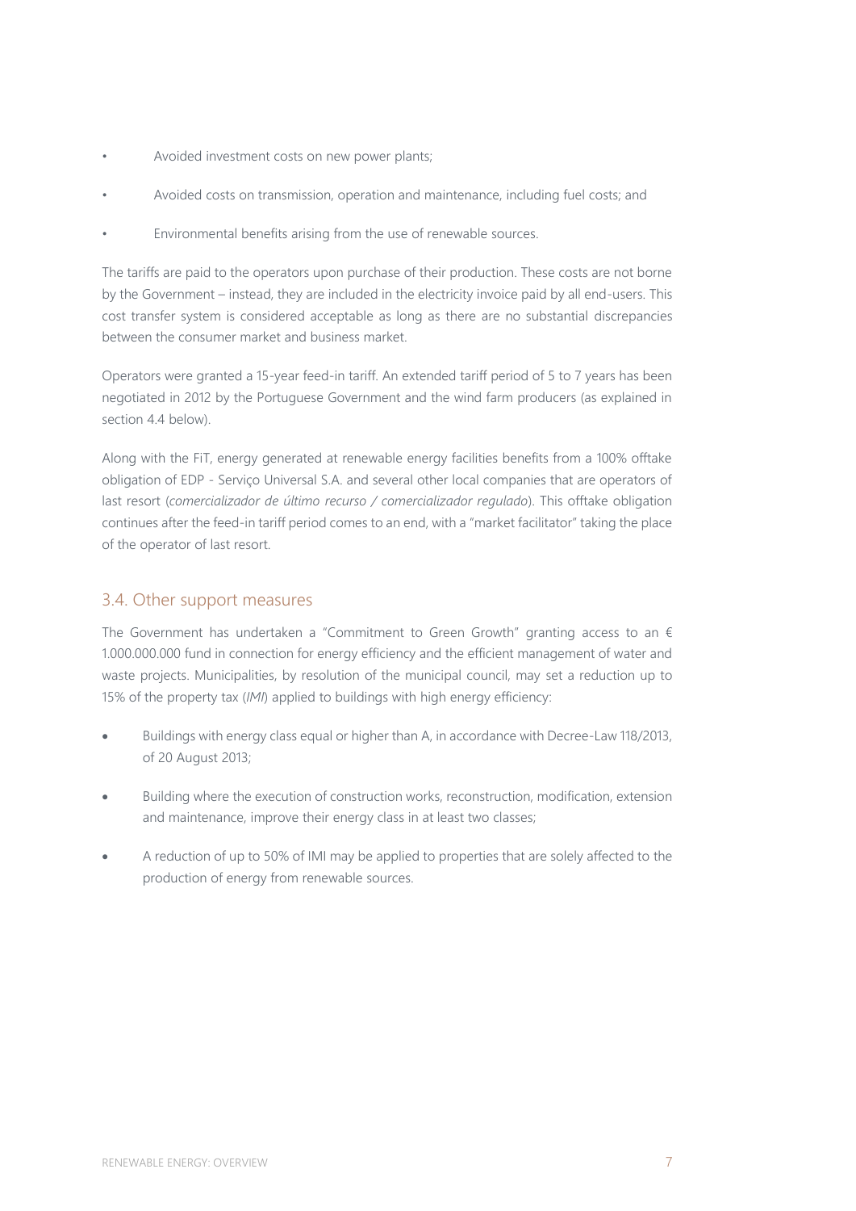- Avoided investment costs on new power plants;
- Avoided costs on transmission, operation and maintenance, including fuel costs; and
- Environmental benefits arising from the use of renewable sources.

The tariffs are paid to the operators upon purchase of their production. These costs are not borne by the Government – instead, they are included in the electricity invoice paid by all end-users. This cost transfer system is considered acceptable as long as there are no substantial discrepancies between the consumer market and business market.

Operators were granted a 15-year feed-in tariff. An extended tariff period of 5 to 7 years has been negotiated in 2012 by the Portuguese Government and the wind farm producers (as explained in section 4.4 below).

Along with the FiT, energy generated at renewable energy facilities benefits from a 100% offtake obligation of EDP - Serviço Universal S.A. and several other local companies that are operators of last resort (*comercializador de último recurso / comercializador regulado*). This offtake obligation continues after the feed-in tariff period comes to an end, with a "market facilitator" taking the place of the operator of last resort.

## 3.4. Other support measures

The Government has undertaken a "Commitment to Green Growth" granting access to an € 1.000.000.000 fund in connection for energy efficiency and the efficient management of water and waste projects. Municipalities, by resolution of the municipal council, may set a reduction up to 15% of the property tax (*IMI*) applied to buildings with high energy efficiency:

- Buildings with energy class equal or higher than A, in accordance with Decree-Law 118/2013, of 20 August 2013;
- Building where the execution of construction works, reconstruction, modification, extension and maintenance, improve their energy class in at least two classes;
- A reduction of up to 50% of IMI may be applied to properties that are solely affected to the production of energy from renewable sources.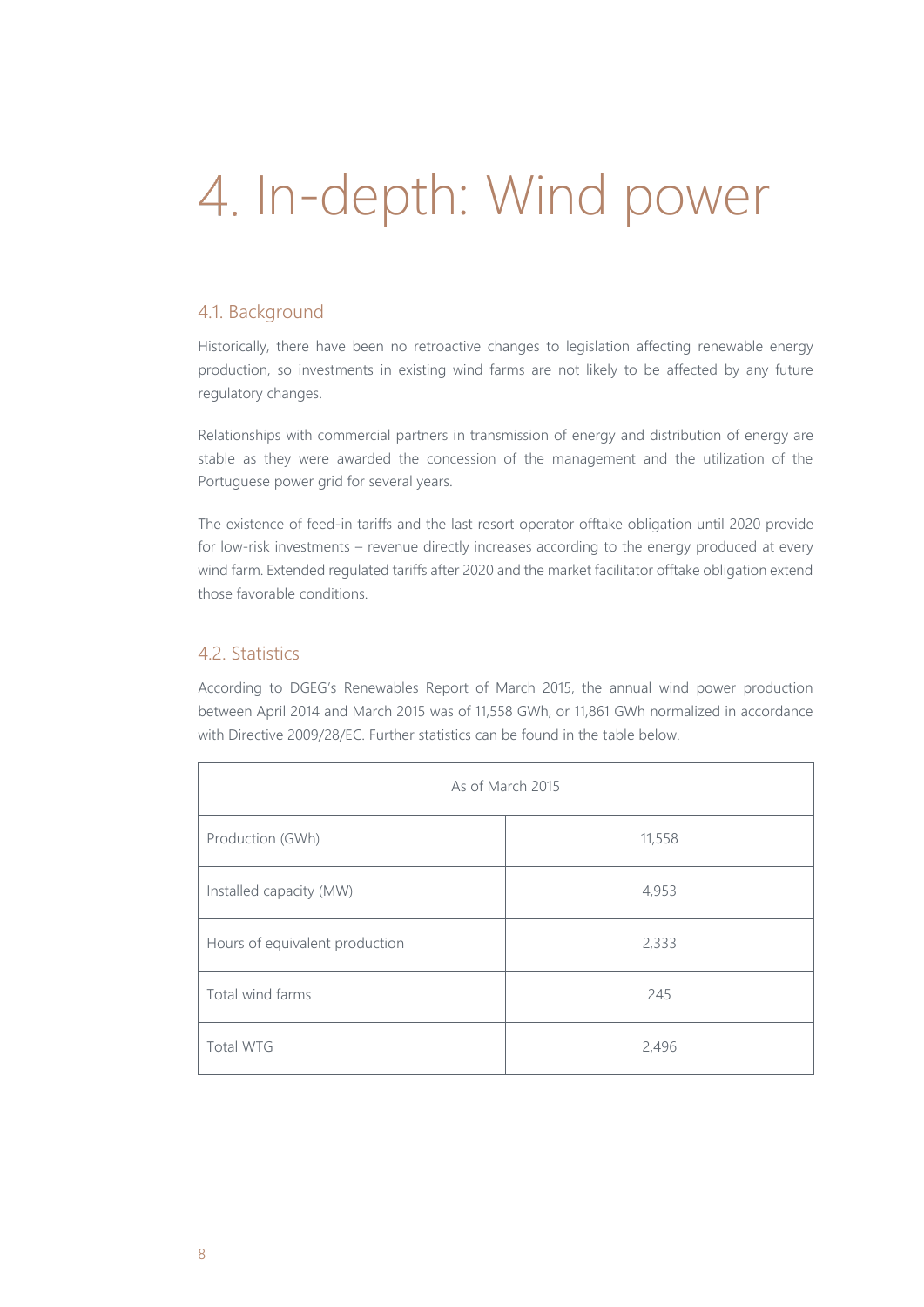# 4. In-depth: Wind power

## 4.1. Background

Historically, there have been no retroactive changes to legislation affecting renewable energy production, so investments in existing wind farms are not likely to be affected by any future regulatory changes.

Relationships with commercial partners in transmission of energy and distribution of energy are stable as they were awarded the concession of the management and the utilization of the Portuguese power grid for several years.

The existence of feed-in tariffs and the last resort operator offtake obligation until 2020 provide for low-risk investments – revenue directly increases according to the energy produced at every wind farm. Extended regulated tariffs after 2020 and the market facilitator offtake obligation extend those favorable conditions.

## 4.2. Statistics

According to DGEG's Renewables Report of March 2015, the annual wind power production between April 2014 and March 2015 was of 11,558 GWh, or 11,861 GWh normalized in accordance with Directive 2009/28/EC. Further statistics can be found in the table below.

| As of March 2015 | |
|---|---|
| Production (GWh) | 11,558 |
| Installed capacity (MW) | 4,953 |
| Hours of equivalent production | 2,333 |
| Total wind farms | 245 |
| Total WTG | 2,496 |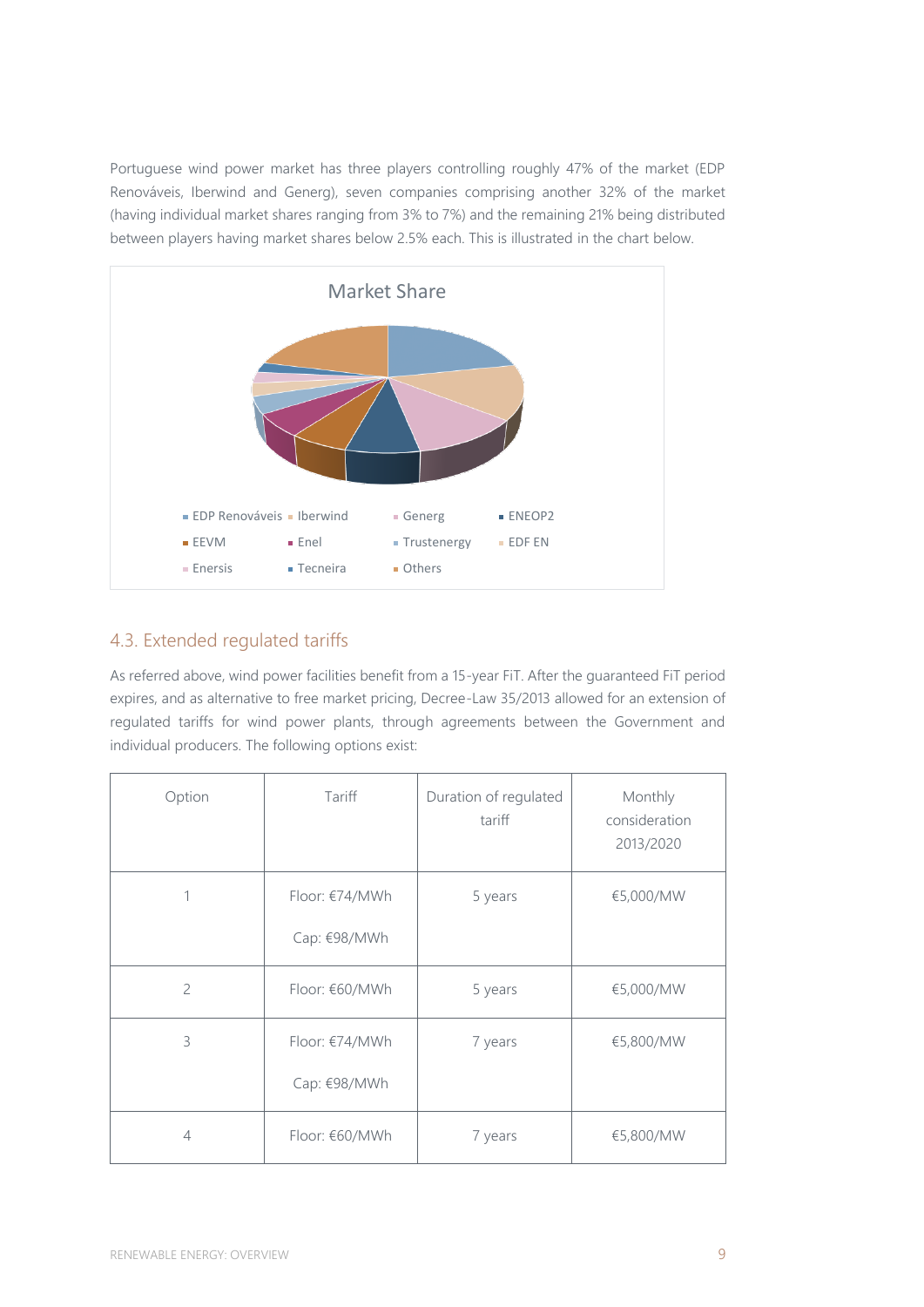Portuguese wind power market has three players controlling roughly 47% of the market (EDP Renováveis, Iberwind and Generg), seven companies comprising another 32% of the market (having individual market shares ranging from 3% to 7%) and the remaining 21% being distributed between players having market shares below 2.5% each. This is illustrated in the chart below.

Market Share

EDP Renováveis, Iberwind, Generg, ENEOP2, EEVM, Enel, Trustenergy, EDF EN, Enersis, Tecneira, Others

## 4.3. Extended regulated tariffs

As referred above, wind power facilities benefit from a 15-year FiT. After the guaranteed FiT period expires, and as alternative to free market pricing, Decree-Law 35/2013 allowed for an extension of regulated tariffs for wind power plants, through agreements between the Government and individual producers. The following options exist:

| Option | Tariff | Duration of regulated tariff | Monthly consideration 2013/2020 |
|---|---|---|---|
| 1 | Floor: €74/MWh<br>Cap: €98/MWh | 5 years | €5,000/MW |
| 2 | Floor: €60/MWh | 5 years | €5,000/MW |
| 3 | Floor: €74/MWh<br>Cap: €98/MWh | 7 years | €5,800/MW |
| 4 | Floor: €60/MWh | 7 years | €5,800/MW |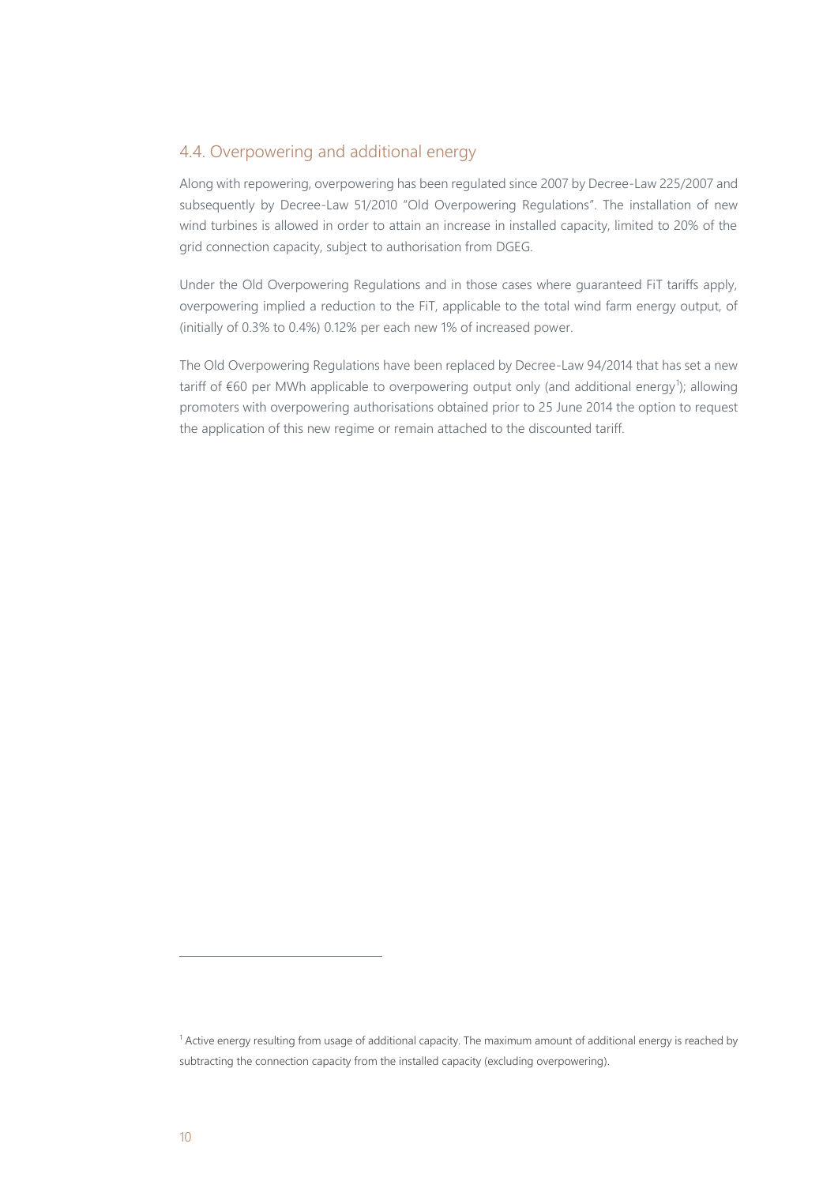## 4.4. Overpowering and additional energy

Along with repowering, overpowering has been regulated since 2007 by Decree-Law 225/2007 and subsequently by Decree-Law 51/2010 "Old Overpowering Regulations". The installation of new wind turbines is allowed in order to attain an increase in installed capacity, limited to 20% of the grid connection capacity, subject to authorisation from DGEG.

Under the Old Overpowering Regulations and in those cases where guaranteed FiT tariffs apply, overpowering implied a reduction to the FiT, applicable to the total wind farm energy output, of (initially of 0.3% to 0.4%) 0.12% per each new 1% of increased power.

The Old Overpowering Regulations have been replaced by Decree-Law 94/2014 that has set a new tariff of €60 per MWh applicable to overpowering output only (and additional energy[1]); allowing promoters with overpowering authorisations obtained prior to 25 June 2014 the option to request the application of this new regime or remain attached to the discounted tariff.

[1] Active energy resulting from usage of additional capacity. The maximum amount of additional energy is reached by subtracting the connection capacity from the installed capacity (excluding overpowering).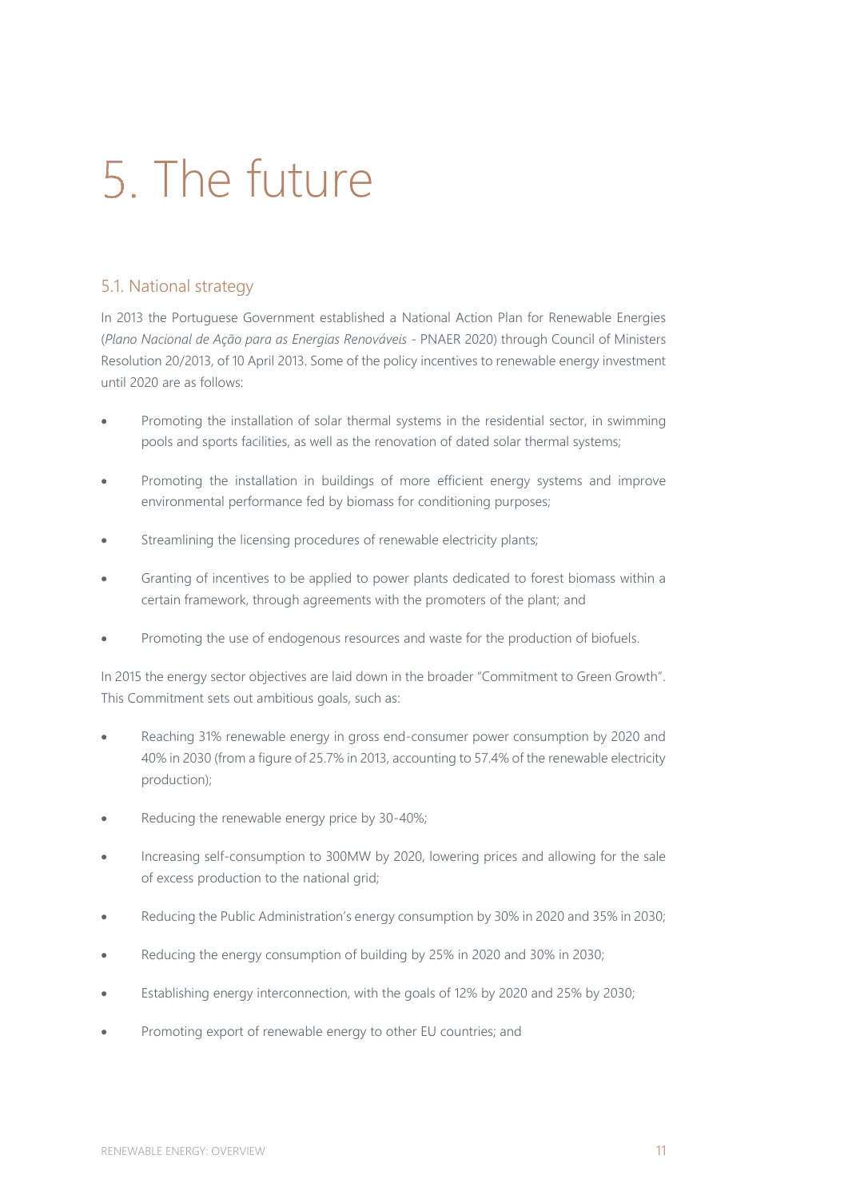# 5. The future

## 5.1. National strategy

In 2013 the Portuguese Government established a National Action Plan for Renewable Energies (*Plano Nacional de Ação para as Energias Renováveis* - PNAER 2020) through Council of Ministers Resolution 20/2013, of 10 April 2013. Some of the policy incentives to renewable energy investment until 2020 are as follows:

- Promoting the installation of solar thermal systems in the residential sector, in swimming pools and sports facilities, as well as the renovation of dated solar thermal systems;
- Promoting the installation in buildings of more efficient energy systems and improve environmental performance fed by biomass for conditioning purposes;
- Streamlining the licensing procedures of renewable electricity plants;
- Granting of incentives to be applied to power plants dedicated to forest biomass within a certain framework, through agreements with the promoters of the plant; and
- Promoting the use of endogenous resources and waste for the production of biofuels.

In 2015 the energy sector objectives are laid down in the broader "Commitment to Green Growth". This Commitment sets out ambitious goals, such as:

- Reaching 31% renewable energy in gross end-consumer power consumption by 2020 and 40% in 2030 (from a figure of 25.7% in 2013, accounting to 57.4% of the renewable electricity production);
- Reducing the renewable energy price by 30-40%;
- Increasing self-consumption to 300MW by 2020, lowering prices and allowing for the sale of excess production to the national grid;
- Reducing the Public Administration's energy consumption by 30% in 2020 and 35% in 2030;
- Reducing the energy consumption of building by 25% in 2020 and 30% in 2030;
- Establishing energy interconnection, with the goals of 12% by 2020 and 25% by 2030;
- Promoting export of renewable energy to other EU countries; and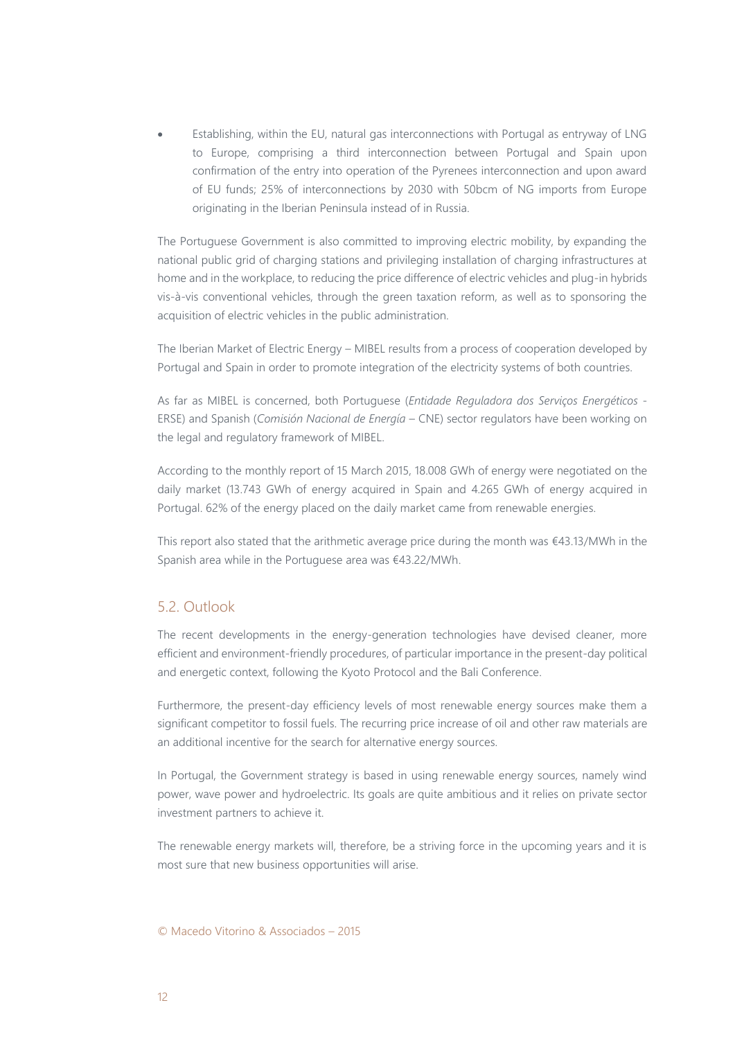- Establishing, within the EU, natural gas interconnections with Portugal as entryway of LNG to Europe, comprising a third interconnection between Portugal and Spain upon confirmation of the entry into operation of the Pyrenees interconnection and upon award of EU funds; 25% of interconnections by 2030 with 50bcm of NG imports from Europe originating in the Iberian Peninsula instead of in Russia.

The Portuguese Government is also committed to improving electric mobility, by expanding the national public grid of charging stations and privileging installation of charging infrastructures at home and in the workplace, to reducing the price difference of electric vehicles and plug-in hybrids vis-à-vis conventional vehicles, through the green taxation reform, as well as to sponsoring the acquisition of electric vehicles in the public administration.

The Iberian Market of Electric Energy – MIBEL results from a process of cooperation developed by Portugal and Spain in order to promote integration of the electricity systems of both countries.

As far as MIBEL is concerned, both Portuguese (*Entidade Reguladora dos Serviços Energéticos* - ERSE) and Spanish (*Comisión Nacional de Energía* – CNE) sector regulators have been working on the legal and regulatory framework of MIBEL.

According to the monthly report of 15 March 2015, 18.008 GWh of energy were negotiated on the daily market (13.743 GWh of energy acquired in Spain and 4.265 GWh of energy acquired in Portugal. 62% of the energy placed on the daily market came from renewable energies.

This report also stated that the arithmetic average price during the month was €43.13/MWh in the Spanish area while in the Portuguese area was €43.22/MWh.

## 5.2. Outlook

The recent developments in the energy-generation technologies have devised cleaner, more efficient and environment-friendly procedures, of particular importance in the present-day political and energetic context, following the Kyoto Protocol and the Bali Conference.

Furthermore, the present-day efficiency levels of most renewable energy sources make them a significant competitor to fossil fuels. The recurring price increase of oil and other raw materials are an additional incentive for the search for alternative energy sources.

In Portugal, the Government strategy is based in using renewable energy sources, namely wind power, wave power and hydroelectric. Its goals are quite ambitious and it relies on private sector investment partners to achieve it.

The renewable energy markets will, therefore, be a striving force in the upcoming years and it is most sure that new business opportunities will arise.

© Macedo Vitorino & Associados – 2015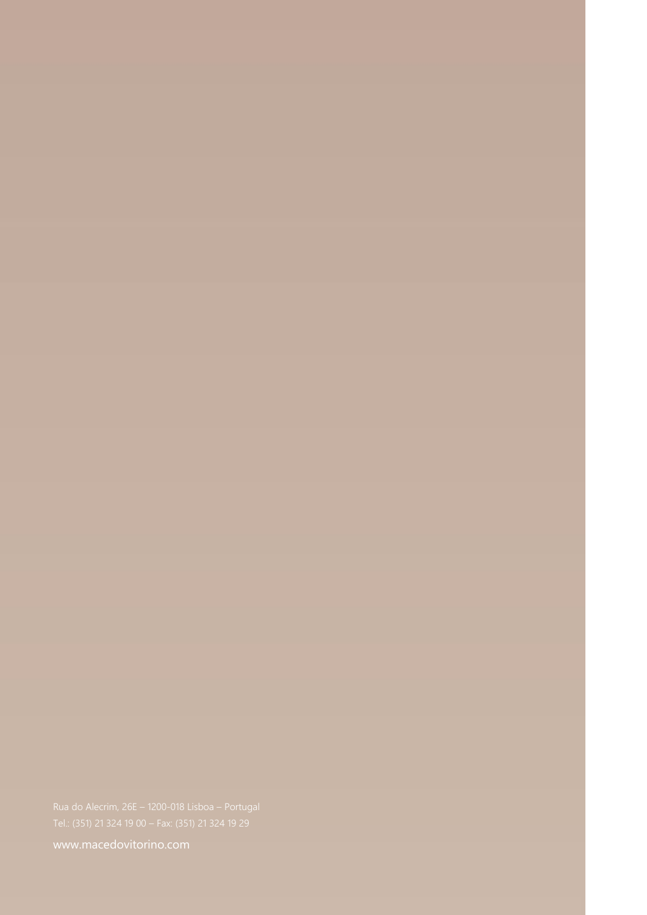Rua do Alecrim, 26E – 1200-018 Lisboa – Portugal
Tel.: (351) 21 324 19 00 – Fax: (351) 21 324 19 29

www.macedovitorino.com